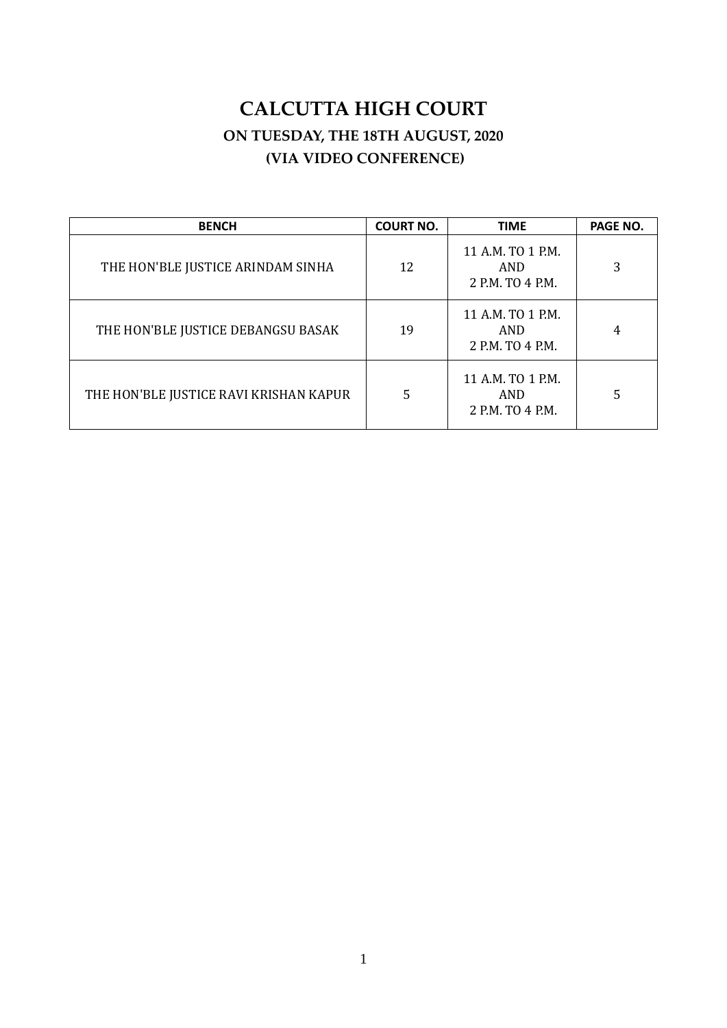# CALCUTTA HIGH COURT

## ON TUESDAY, THE 18TH AUGUST, 2020

## (VIA VIDEO CONFERENCE)

| BENCH | COURT NO. | TIME | PAGE NO. |
|---|---|---|---|
| THE HON'BLE JUSTICE ARINDAM SINHA | 12 | 11 A.M. TO 1 P.M. AND 2 P.M. TO 4 P.M. | 3 |
| THE HON'BLE JUSTICE DEBANGSU BASAK | 19 | 11 A.M. TO 1 P.M. AND 2 P.M. TO 4 P.M. | 4 |
| THE HON'BLE JUSTICE RAVI KRISHAN KAPUR | 5 | 11 A.M. TO 1 P.M. AND 2 P.M. TO 4 P.M. | 5 |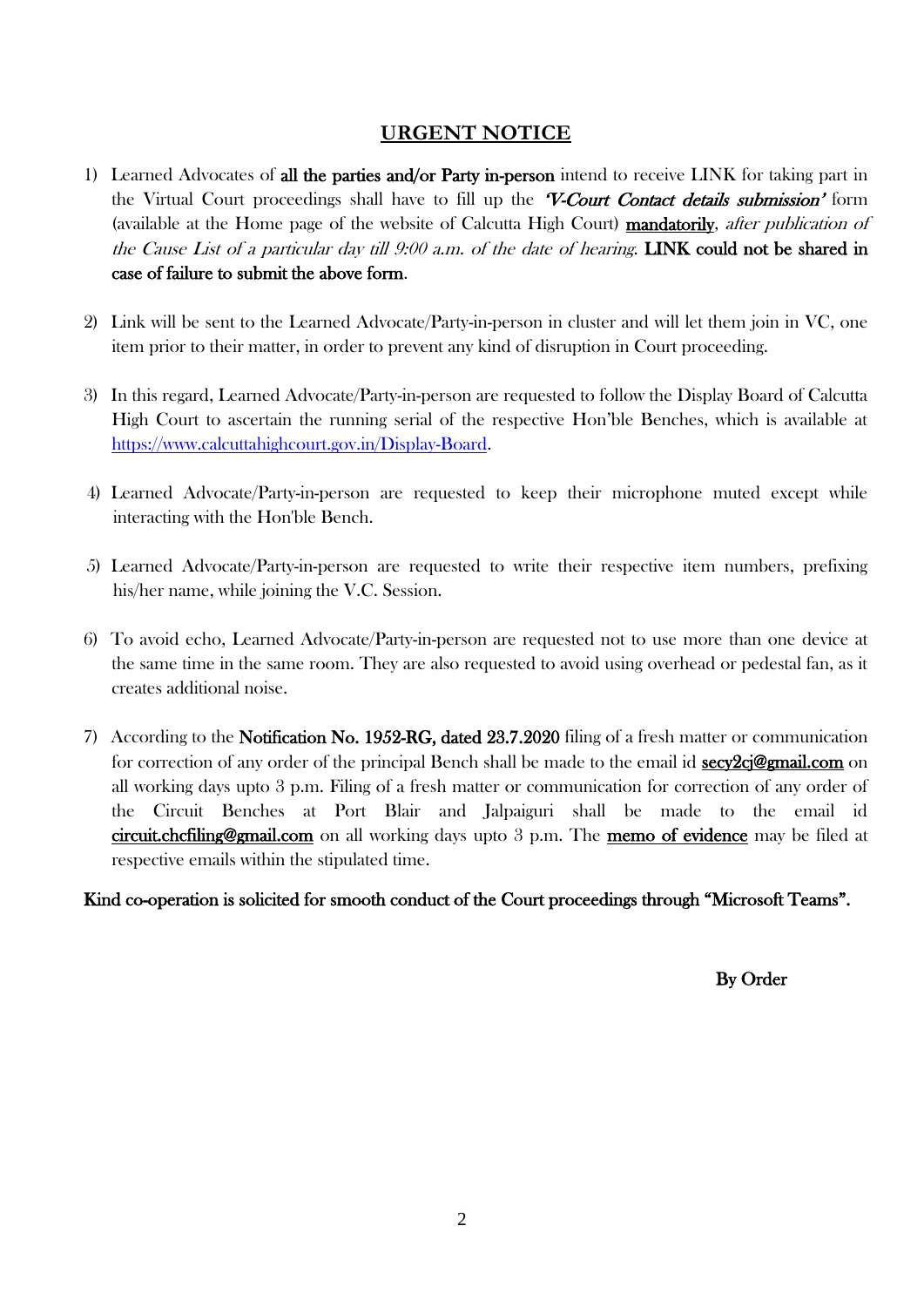## URGENT NOTICE

1) Learned Advocates of **all the parties and/or Party in-person** intend to receive LINK for taking part in the Virtual Court proceedings shall have to fill up the ***'V-Court Contact details submission'*** form (available at the Home page of the website of Calcutta High Court) **mandatorily**, *after publication of the Cause List of a particular day till 9:00 a.m. of the date of hearing*. **LINK could not be shared in case of failure to submit the above form**.

2) Link will be sent to the Learned Advocate/Party-in-person in cluster and will let them join in VC, one item prior to their matter, in order to prevent any kind of disruption in Court proceeding.

3) In this regard, Learned Advocate/Party-in-person are requested to follow the Display Board of Calcutta High Court to ascertain the running serial of the respective Hon'ble Benches, which is available at https://www.calcuttahighcourt.gov.in/Display-Board.

4) Learned Advocate/Party-in-person are requested to keep their microphone muted except while interacting with the Hon'ble Bench.

5) Learned Advocate/Party-in-person are requested to write their respective item numbers, prefixing his/her name, while joining the V.C. Session.

6) To avoid echo, Learned Advocate/Party-in-person are requested not to use more than one device at the same time in the same room. They are also requested to avoid using overhead or pedestal fan, as it creates additional noise.

7) According to the **Notification No. 1952-RG, dated 23.7.2020** filing of a fresh matter or communication for correction of any order of the principal Bench shall be made to the email id **secy2cj@gmail.com** on all working days upto 3 p.m. Filing of a fresh matter or communication for correction of any order of the Circuit Benches at Port Blair and Jalpaiguri shall be made to the email id **circuit.chcfiling@gmail.com** on all working days upto 3 p.m. The **memo of evidence** may be filed at respective emails within the stipulated time.

**Kind co-operation is solicited for smooth conduct of the Court proceedings through "Microsoft Teams".**

**By Order**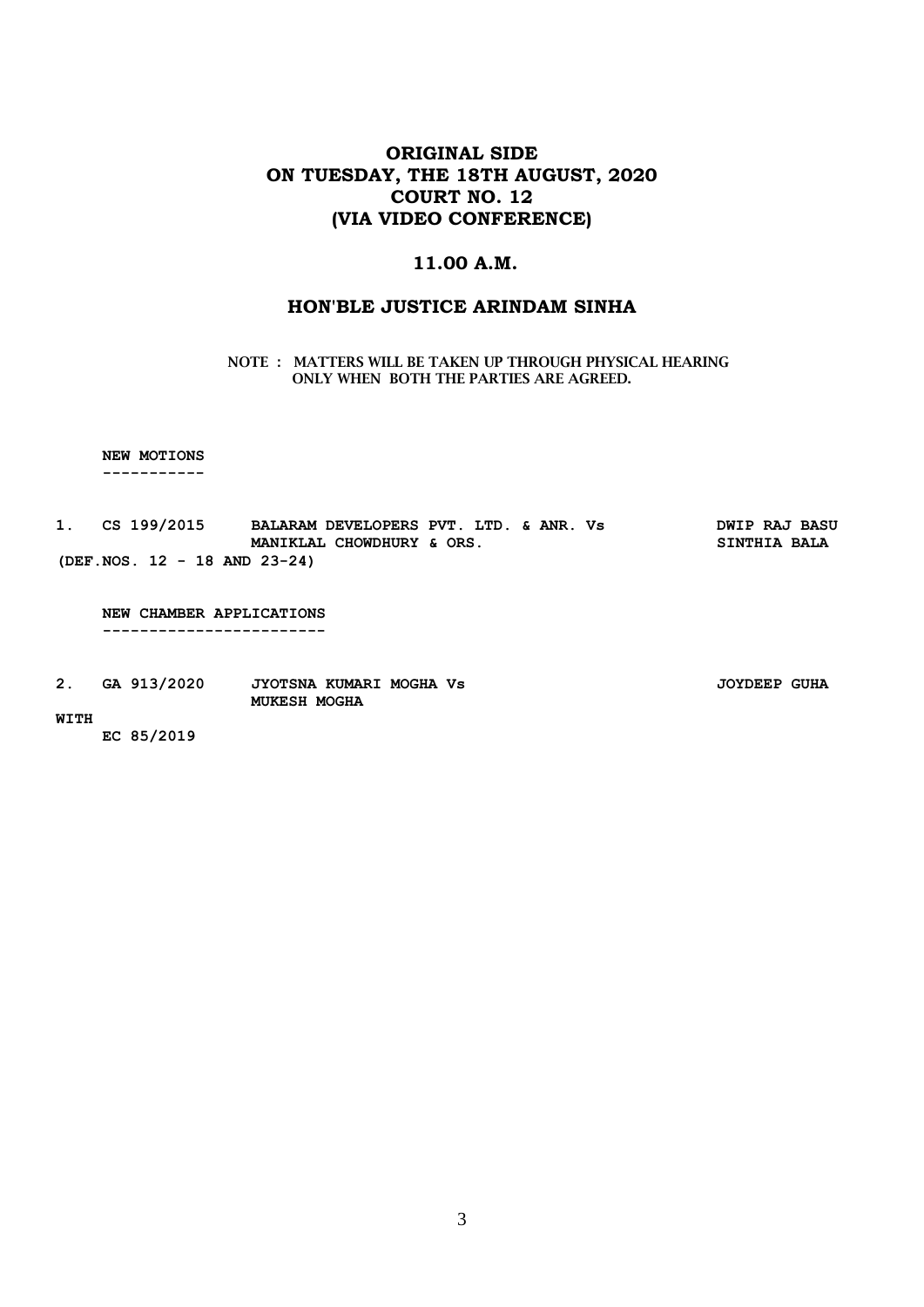# ORIGINAL SIDE
# ON TUESDAY, THE 18TH AUGUST, 2020
# COURT NO. 12
# (VIA VIDEO CONFERENCE)

## 11.00 A.M.

## HON'BLE JUSTICE ARINDAM SINHA

NOTE : MATTERS WILL BE TAKEN UP THROUGH PHYSICAL HEARING ONLY WHEN BOTH THE PARTIES ARE AGREED.

**NEW MOTIONS**

-----------

**1. CS 199/2015 BALARAM DEVELOPERS PVT. LTD. & ANR. Vs MANIKLAL CHOWDHURY & ORS.** — **DWIP RAJ BASU, SINTHIA BALA**

**(DEF.NOS. 12 - 18 AND 23-24)**

**NEW CHAMBER APPLICATIONS**

------------------------

**2. GA 913/2020 JYOTSNA KUMARI MOGHA Vs MUKESH MOGHA** — **JOYDEEP GUHA**

**WITH**

**EC 85/2019**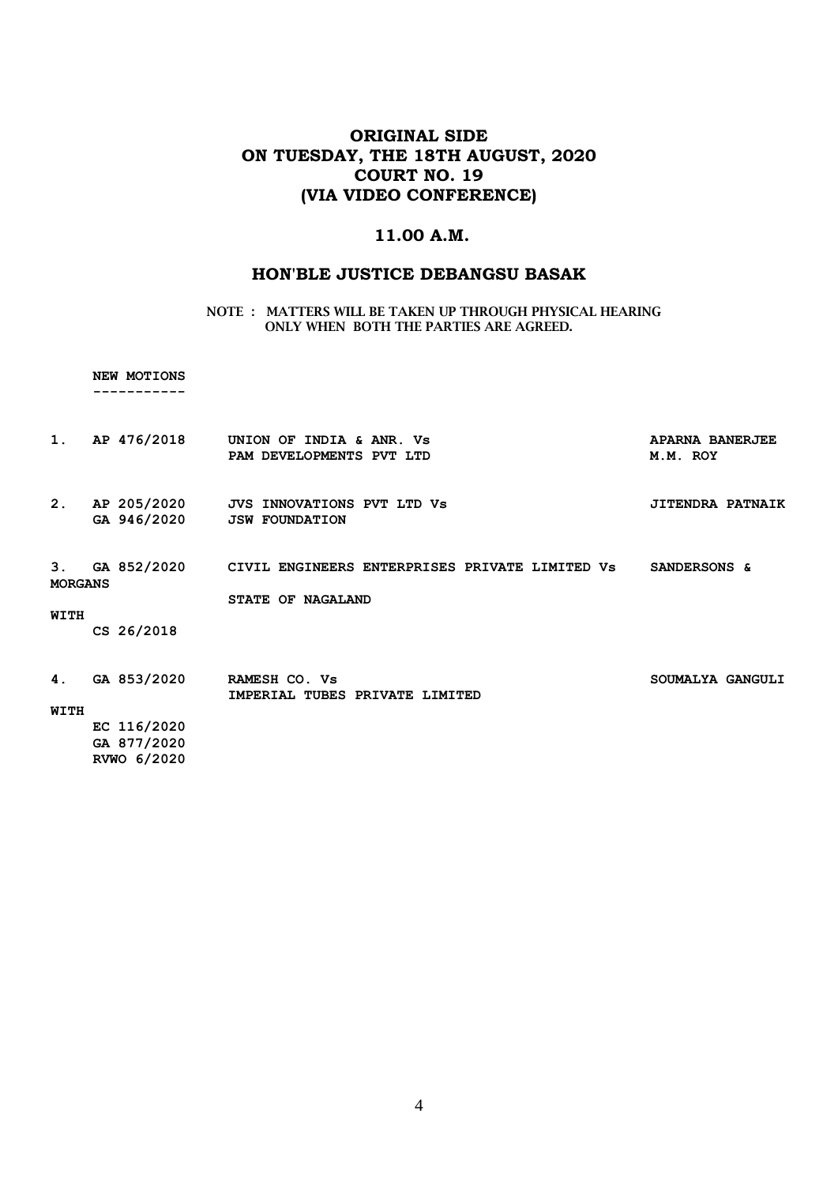# ORIGINAL SIDE
# ON TUESDAY, THE 18TH AUGUST, 2020
# COURT NO. 19
# (VIA VIDEO CONFERENCE)

## 11.00 A.M.

## HON'BLE JUSTICE DEBANGSU BASAK

NOTE : MATTERS WILL BE TAKEN UP THROUGH PHYSICAL HEARING ONLY WHEN BOTH THE PARTIES ARE AGREED.

**NEW MOTIONS**

-----------

| | | | |
|---|---|---|---|
| 1. | AP 476/2018 | UNION OF INDIA & ANR. Vs PAM DEVELOPMENTS PVT LTD | APARNA BANERJEE<br>M.M. ROY |
| 2. | AP 205/2020<br>GA 946/2020 | JVS INNOVATIONS PVT LTD Vs JSW FOUNDATION | JITENDRA PATNAIK |
| 3. | GA 852/2020<br>WITH<br>CS 26/2018 | CIVIL ENGINEERS ENTERPRISES PRIVATE LIMITED Vs STATE OF NAGALAND | SANDERSONS & MORGANS |
| 4. | GA 853/2020<br>WITH<br>EC 116/2020<br>GA 877/2020<br>RVWO 6/2020 | RAMESH CO. Vs IMPERIAL TUBES PRIVATE LIMITED | SOUMALYA GANGULI |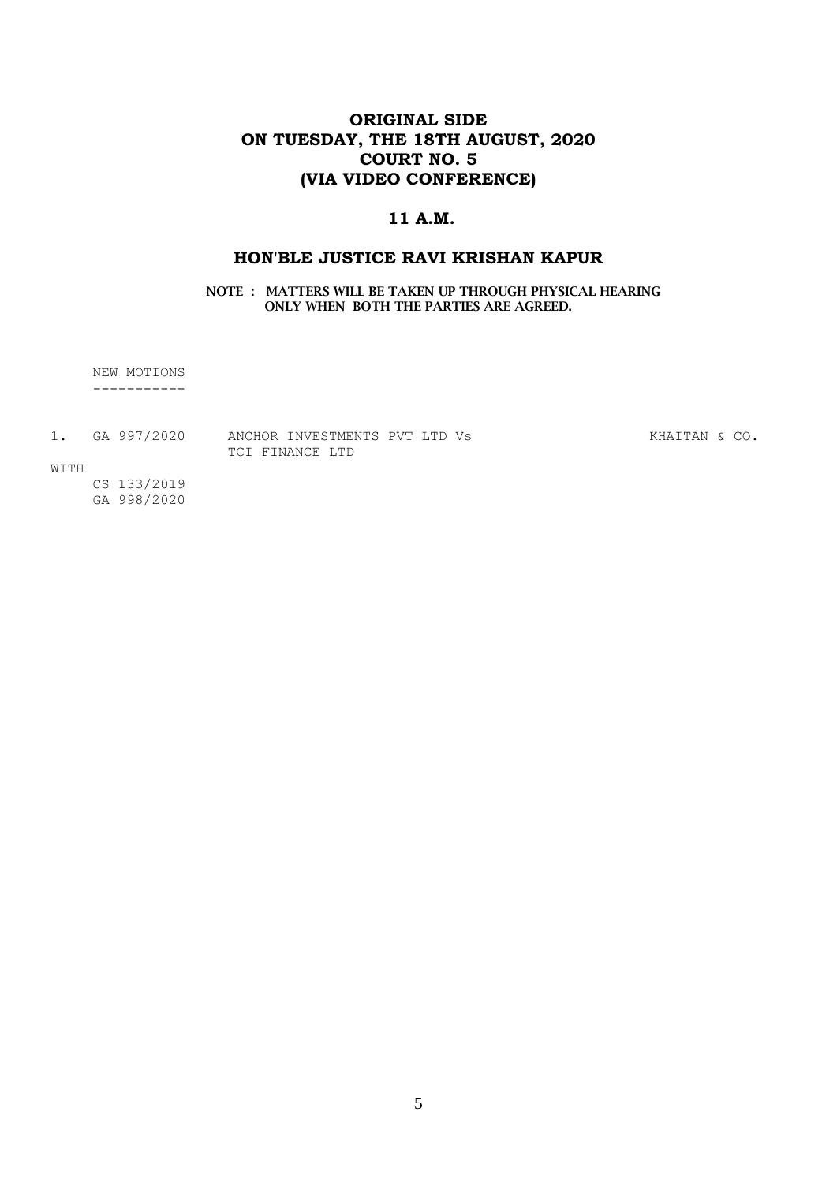# ORIGINAL SIDE
# ON TUESDAY, THE 18TH AUGUST, 2020
# COURT NO. 5
# (VIA VIDEO CONFERENCE)

## 11 A.M.

## HON'BLE JUSTICE RAVI KRISHAN KAPUR

**NOTE : MATTERS WILL BE TAKEN UP THROUGH PHYSICAL HEARING ONLY WHEN BOTH THE PARTIES ARE AGREED.**

NEW MOTIONS
-----------

| | | | |
|---|---|---|---|
| 1. | GA 997/2020 | ANCHOR INVESTMENTS PVT LTD Vs TCI FINANCE LTD | KHAITAN & CO. |
| WITH | | | |
| | CS 133/2019 | | |
| | GA 998/2020 | | |